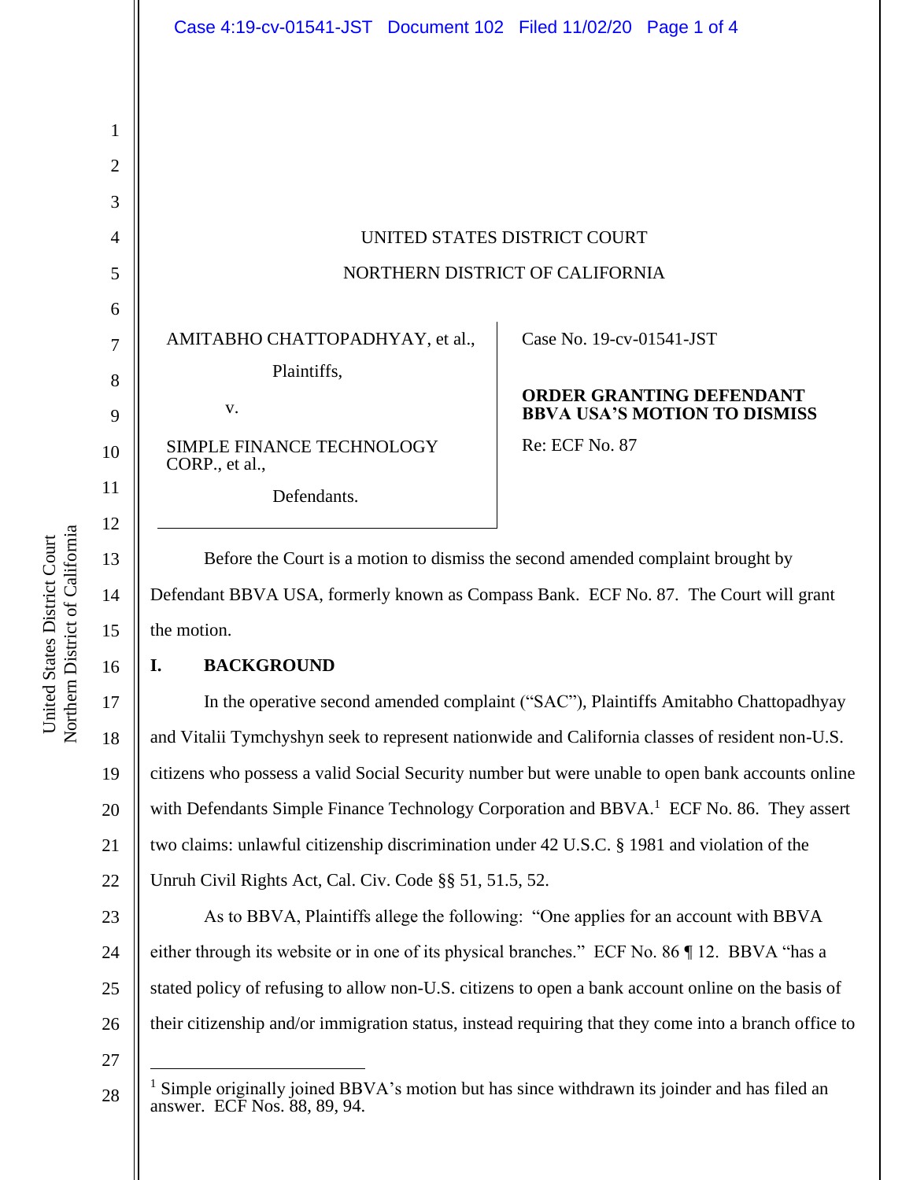UNITED STATES DISTRICT COURT

NORTHERN DISTRICT OF CALIFORNIA

AMITABHO CHATTOPADHYAY, et al.,

Plaintiffs,

v.

SIMPLE FINANCE TECHNOLOGY CORP., et al.,

Defendants.

Case No. 19-cv-01541-JST

**ORDER GRANTING DEFENDANT BBVA USA'S MOTION TO DISMISS**

Re: ECF No. 87

Before the Court is a motion to dismiss the second amended complaint brought by Defendant BBVA USA, formerly known as Compass Bank. ECF No. 87. The Court will grant the motion.

## I. BACKGROUND

In the operative second amended complaint ("SAC"), Plaintiffs Amitabho Chattopadhyay and Vitalii Tymchyshyn seek to represent nationwide and California classes of resident non-U.S. citizens who possess a valid Social Security number but were unable to open bank accounts online with Defendants Simple Finance Technology Corporation and BBVA.[1] ECF No. 86. They assert two claims: unlawful citizenship discrimination under 42 U.S.C. § 1981 and violation of the Unruh Civil Rights Act, Cal. Civ. Code §§ 51, 51.5, 52.

As to BBVA, Plaintiffs allege the following: "One applies for an account with BBVA either through its website or in one of its physical branches." ECF No. 86 ¶ 12. BBVA "has a stated policy of refusing to allow non-U.S. citizens to open a bank account online on the basis of their citizenship and/or immigration status, instead requiring that they come into a branch office to

[1] Simple originally joined BBVA's motion but has since withdrawn its joinder and has filed an answer. ECF Nos. 88, 89, 94.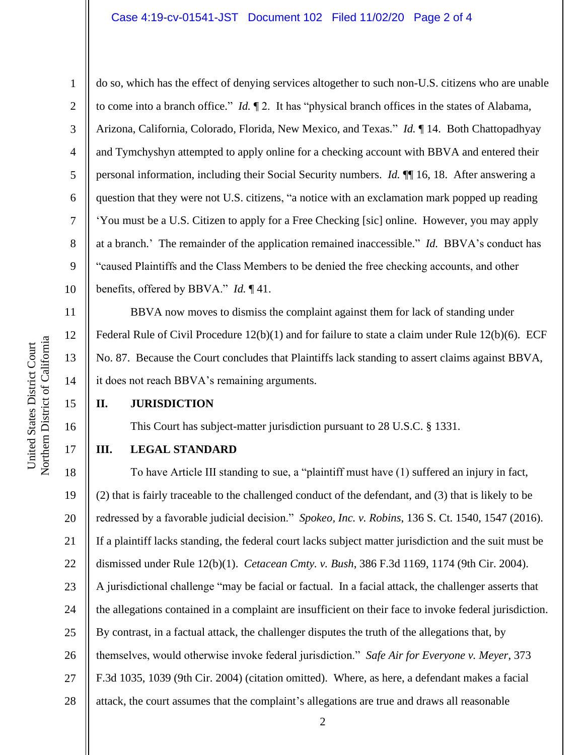do so, which has the effect of denying services altogether to such non-U.S. citizens who are unable to come into a branch office." *Id.* ¶ 2. It has "physical branch offices in the states of Alabama, Arizona, California, Colorado, Florida, New Mexico, and Texas." *Id.* ¶ 14. Both Chattopadhyay and Tymchyshyn attempted to apply online for a checking account with BBVA and entered their personal information, including their Social Security numbers. *Id.* ¶¶ 16, 18. After answering a question that they were not U.S. citizens, "a notice with an exclamation mark popped up reading 'You must be a U.S. Citizen to apply for a Free Checking [sic] online. However, you may apply at a branch.' The remainder of the application remained inaccessible." *Id.* BBVA's conduct has "caused Plaintiffs and the Class Members to be denied the free checking accounts, and other benefits, offered by BBVA." *Id.* ¶ 41.

BBVA now moves to dismiss the complaint against them for lack of standing under Federal Rule of Civil Procedure 12(b)(1) and for failure to state a claim under Rule 12(b)(6). ECF No. 87. Because the Court concludes that Plaintiffs lack standing to assert claims against BBVA, it does not reach BBVA's remaining arguments.

## II. JURISDICTION

This Court has subject-matter jurisdiction pursuant to 28 U.S.C. § 1331.

## III. LEGAL STANDARD

To have Article III standing to sue, a "plaintiff must have (1) suffered an injury in fact, (2) that is fairly traceable to the challenged conduct of the defendant, and (3) that is likely to be redressed by a favorable judicial decision." *Spokeo, Inc. v. Robins*, 136 S. Ct. 1540, 1547 (2016). If a plaintiff lacks standing, the federal court lacks subject matter jurisdiction and the suit must be dismissed under Rule 12(b)(1). *Cetacean Cmty. v. Bush*, 386 F.3d 1169, 1174 (9th Cir. 2004). A jurisdictional challenge "may be facial or factual. In a facial attack, the challenger asserts that the allegations contained in a complaint are insufficient on their face to invoke federal jurisdiction. By contrast, in a factual attack, the challenger disputes the truth of the allegations that, by themselves, would otherwise invoke federal jurisdiction." *Safe Air for Everyone v. Meyer*, 373 F.3d 1035, 1039 (9th Cir. 2004) (citation omitted). Where, as here, a defendant makes a facial attack, the court assumes that the complaint's allegations are true and draws all reasonable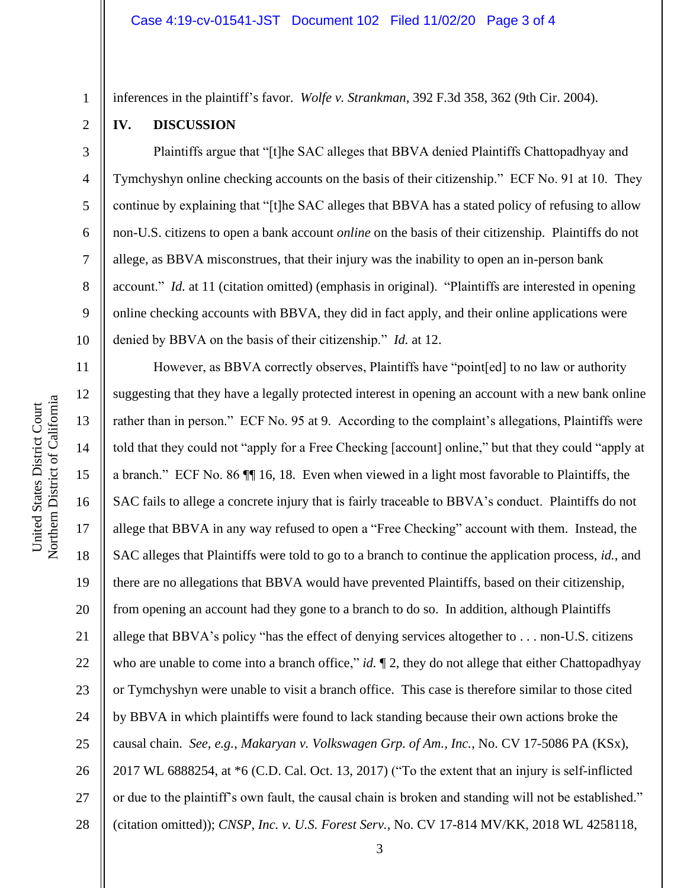inferences in the plaintiff's favor. *Wolfe v. Strankman*, 392 F.3d 358, 362 (9th Cir. 2004).

## IV. DISCUSSION

Plaintiffs argue that "[t]he SAC alleges that BBVA denied Plaintiffs Chattopadhyay and Tymchyshyn online checking accounts on the basis of their citizenship." ECF No. 91 at 10. They continue by explaining that "[t]he SAC alleges that BBVA has a stated policy of refusing to allow non-U.S. citizens to open a bank account *online* on the basis of their citizenship. Plaintiffs do not allege, as BBVA misconstrues, that their injury was the inability to open an in-person bank account." *Id.* at 11 (citation omitted) (emphasis in original). "Plaintiffs are interested in opening online checking accounts with BBVA, they did in fact apply, and their online applications were denied by BBVA on the basis of their citizenship." *Id.* at 12.

However, as BBVA correctly observes, Plaintiffs have "point[ed] to no law or authority suggesting that they have a legally protected interest in opening an account with a new bank online rather than in person." ECF No. 95 at 9. According to the complaint's allegations, Plaintiffs were told that they could not "apply for a Free Checking [account] online," but that they could "apply at a branch." ECF No. 86 ¶¶ 16, 18. Even when viewed in a light most favorable to Plaintiffs, the SAC fails to allege a concrete injury that is fairly traceable to BBVA's conduct. Plaintiffs do not allege that BBVA in any way refused to open a "Free Checking" account with them. Instead, the SAC alleges that Plaintiffs were told to go to a branch to continue the application process, *id.*, and there are no allegations that BBVA would have prevented Plaintiffs, based on their citizenship, from opening an account had they gone to a branch to do so. In addition, although Plaintiffs allege that BBVA's policy "has the effect of denying services altogether to . . . non-U.S. citizens who are unable to come into a branch office," *id.* ¶ 2, they do not allege that either Chattopadhyay or Tymchyshyn were unable to visit a branch office. This case is therefore similar to those cited by BBVA in which plaintiffs were found to lack standing because their own actions broke the causal chain. *See, e.g.*, *Makaryan v. Volkswagen Grp. of Am., Inc.*, No. CV 17-5086 PA (KSx), 2017 WL 6888254, at *6 (C.D. Cal. Oct. 13, 2017) ("To the extent that an injury is self-inflicted or due to the plaintiff's own fault, the causal chain is broken and standing will not be established." (citation omitted)); *CNSP, Inc. v. U.S. Forest Serv.*, No. CV 17-814 MV/KK, 2018 WL 4258118,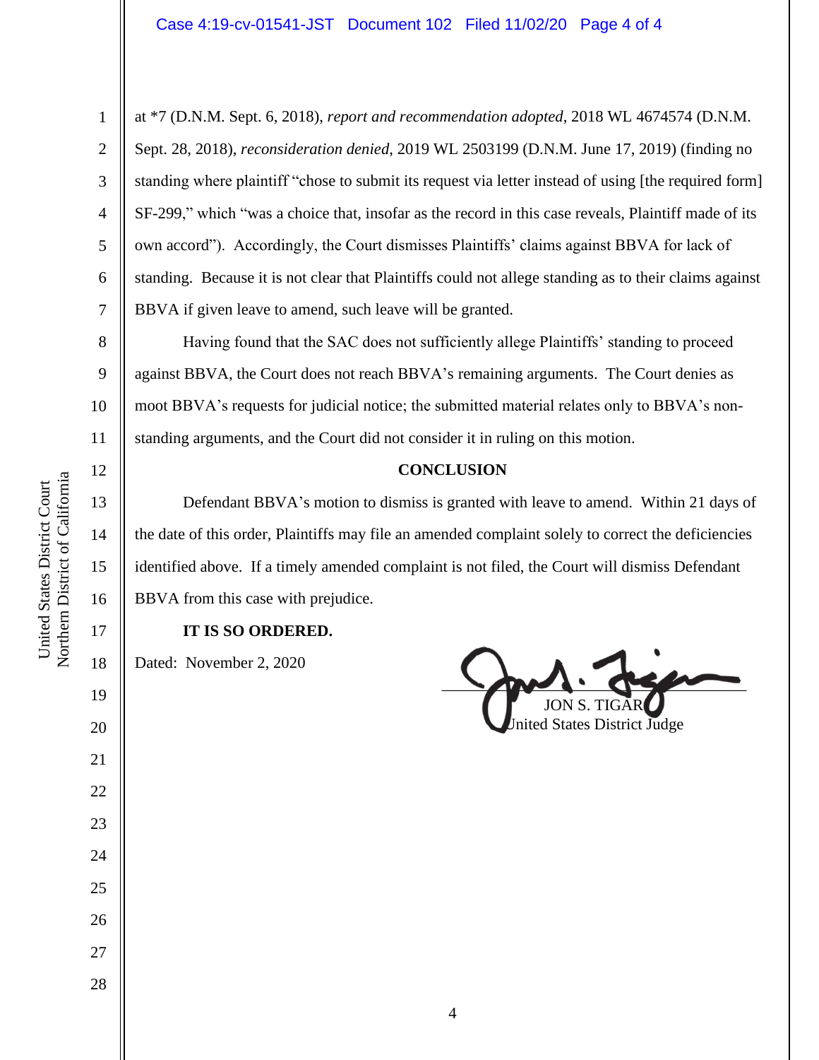at *7 (D.N.M. Sept. 6, 2018), *report and recommendation adopted*, 2018 WL 4674574 (D.N.M. Sept. 28, 2018), *reconsideration denied*, 2019 WL 2503199 (D.N.M. June 17, 2019) (finding no standing where plaintiff "chose to submit its request via letter instead of using [the required form] SF-299," which "was a choice that, insofar as the record in this case reveals, Plaintiff made of its own accord"). Accordingly, the Court dismisses Plaintiffs' claims against BBVA for lack of standing. Because it is not clear that Plaintiffs could not allege standing as to their claims against BBVA if given leave to amend, such leave will be granted.

Having found that the SAC does not sufficiently allege Plaintiffs' standing to proceed against BBVA, the Court does not reach BBVA's remaining arguments. The Court denies as moot BBVA's requests for judicial notice; the submitted material relates only to BBVA's non-standing arguments, and the Court did not consider it in ruling on this motion.

**CONCLUSION**

Defendant BBVA's motion to dismiss is granted with leave to amend. Within 21 days of the date of this order, Plaintiffs may file an amended complaint solely to correct the deficiencies identified above. If a timely amended complaint is not filed, the Court will dismiss Defendant BBVA from this case with prejudice.

**IT IS SO ORDERED.**

Dated: November 2, 2020

JON S. TIGAR
United States District Judge